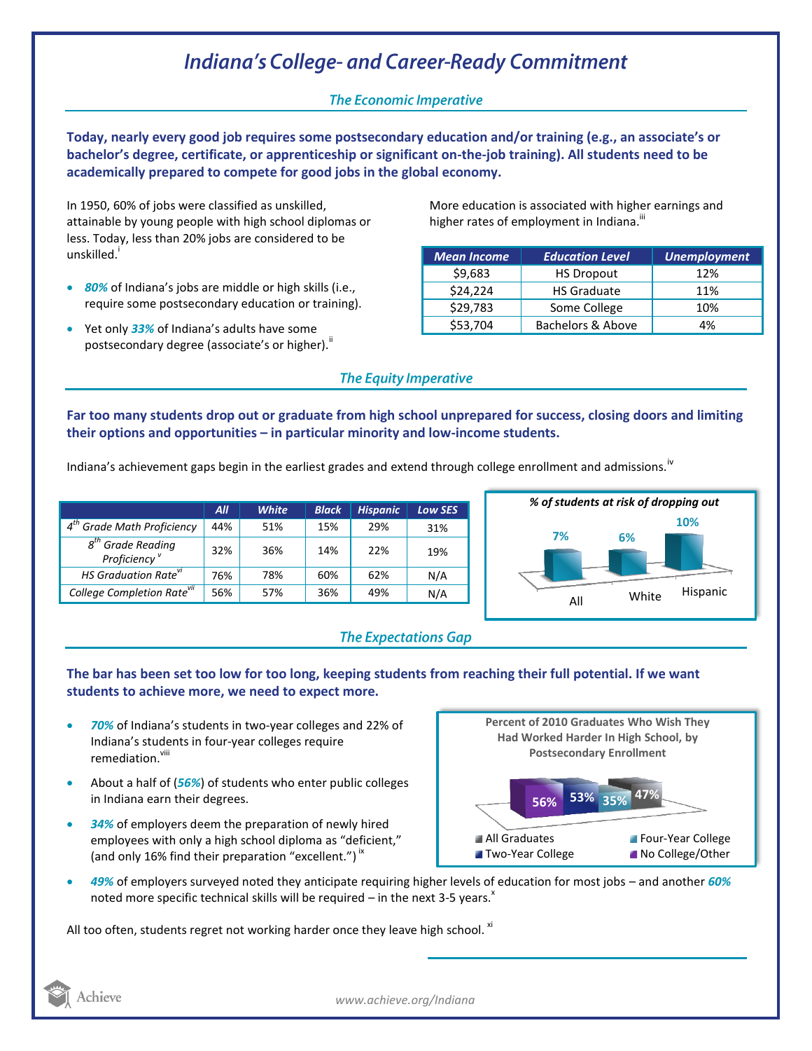# Indiana's College- and Career-Ready Commitment

## The Economic Imperative

**Today, nearly every good job requires some postsecondary education and/or training (e.g., an associate's or bachelor's degree, certificate, or apprenticeship or significant on-the-job training). All students need to be academically prepared to compete for good jobs in the global economy.**

In 1950, 60% of jobs were classified as unskilled, attainable by young people with high school diplomas or less. Today, less than 20% jobs are considered to be unskilled.[i]

- ***80%*** of Indiana's jobs are middle or high skills (i.e., require some postsecondary education or training).
- Yet only ***33%*** of Indiana's adults have some postsecondary degree (associate's or higher).[ii]

More education is associated with higher earnings and higher rates of employment in Indiana.[iii]

| Mean Income | Education Level | Unemployment |
|---|---|---|
| $9,683 | HS Dropout | 12% |
| $24,224 | HS Graduate | 11% |
| $29,783 | Some College | 10% |
| $53,704 | Bachelors & Above | 4% |

## The Equity Imperative

**Far too many students drop out or graduate from high school unprepared for success, closing doors and limiting their options and opportunities – in particular minority and low-income students.**

Indiana's achievement gaps begin in the earliest grades and extend through college enrollment and admissions.[iv]

| | All | White | Black | Hispanic | Low SES |
|---|---|---|---|---|---|
| 4th Grade Math Proficiency | 44% | 51% | 15% | 29% | 31% |
| 8th Grade Reading Proficiency[v] | 32% | 36% | 14% | 22% | 19% |
| HS Graduation Rate[vi] | 76% | 78% | 60% | 62% | N/A |
| College Completion Rate[vii] | 56% | 57% | 36% | 49% | N/A |

*% of students at risk of dropping out*

| All | White | Hispanic |
|---|---|---|
| 7% | 6% | 10% |

## The Expectations Gap

**The bar has been set too low for too long, keeping students from reaching their full potential. If we want students to achieve more, we need to expect more.**

- ***70%*** of Indiana's students in two-year colleges and 22% of Indiana's students in four-year colleges require remediation.[viii]
- About a half of (***56%***) of students who enter public colleges in Indiana earn their degrees.
- ***34%*** of employers deem the preparation of newly hired employees with only a high school diploma as "deficient," (and only 16% find their preparation "excellent.")[ix]

**Percent of 2010 Graduates Who Wish They Had Worked Harder In High School, by Postsecondary Enrollment**

| No College/Other | Two-Year College | Four-Year College | All Graduates |
|---|---|---|---|
| 56% | 53% | 35% | 47% |

- ***49%*** of employers surveyed noted they anticipate requiring higher levels of education for most jobs – and another ***60%*** noted more specific technical skills will be required – in the next 3-5 years.[x]

All too often, students regret not working harder once they leave high school.[xi]

www.achieve.org/Indiana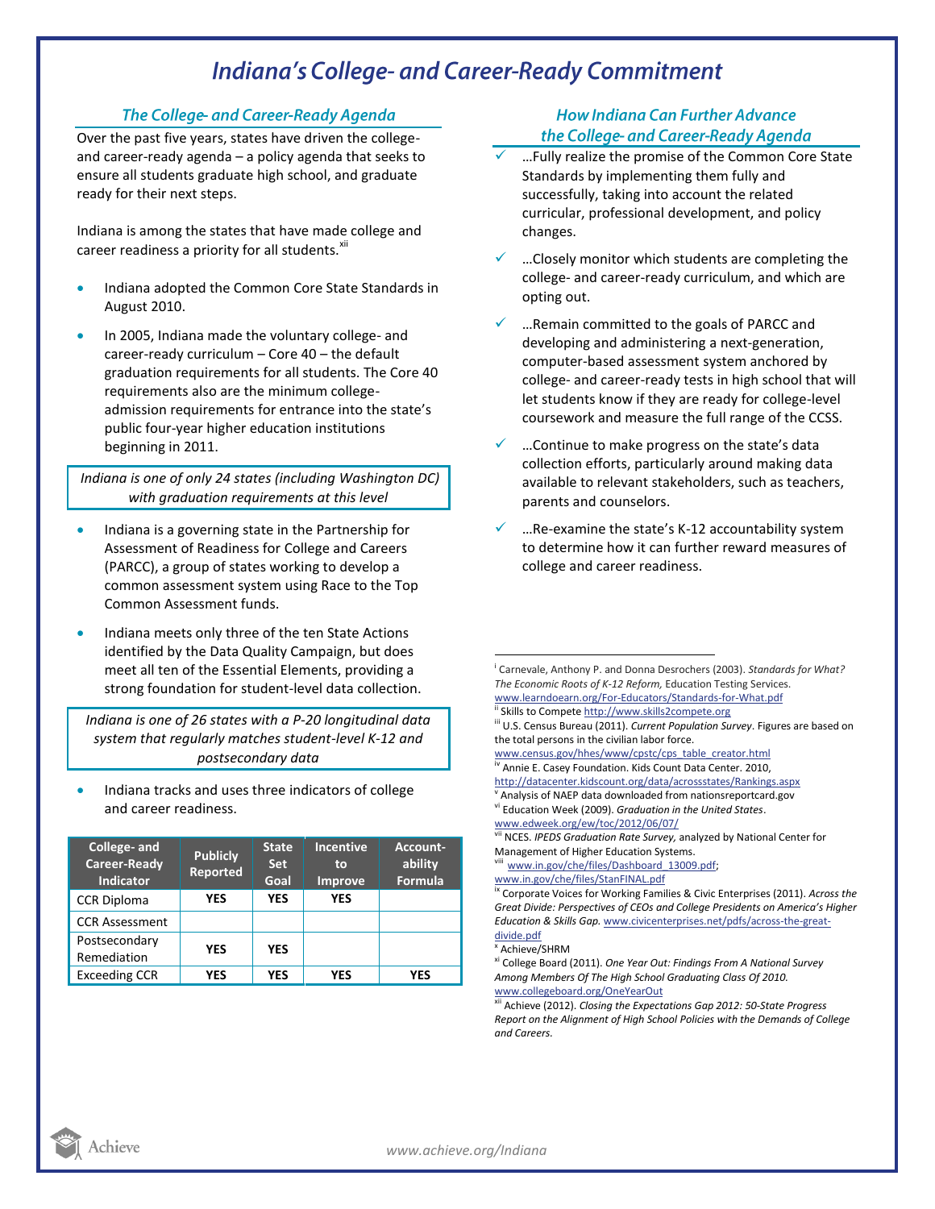# Indiana's College- and Career-Ready Commitment

## The College- and Career-Ready Agenda

Over the past five years, states have driven the college- and career-ready agenda – a policy agenda that seeks to ensure all students graduate high school, and graduate ready for their next steps.

Indiana is among the states that have made college and career readiness a priority for all students.[xii]

- Indiana adopted the Common Core State Standards in August 2010.
- In 2005, Indiana made the voluntary college- and career-ready curriculum – Core 40 – the default graduation requirements for all students. The Core 40 requirements also are the minimum college-admission requirements for entrance into the state's public four-year higher education institutions beginning in 2011.

*Indiana is one of only 24 states (including Washington DC) with graduation requirements at this level*

- Indiana is a governing state in the Partnership for Assessment of Readiness for College and Careers (PARCC), a group of states working to develop a common assessment system using Race to the Top Common Assessment funds.
- Indiana meets only three of the ten State Actions identified by the Data Quality Campaign, but does meet all ten of the Essential Elements, providing a strong foundation for student-level data collection.

*Indiana is one of 26 states with a P-20 longitudinal data system that regularly matches student-level K-12 and postsecondary data*

- Indiana tracks and uses three indicators of college and career readiness.

| College- and Career-Ready Indicator | Publicly Reported | State Set Goal | Incentive to Improve | Account-ability Formula |
|---|---|---|---|---|
| CCR Diploma | **YES** | **YES** | **YES** | |
| CCR Assessment | | | | |
| Postsecondary Remediation | **YES** | **YES** | | |
| Exceeding CCR | **YES** | **YES** | **YES** | **YES** |

## How Indiana Can Further Advance the College- and Career-Ready Agenda

- ✓ …Fully realize the promise of the Common Core State Standards by implementing them fully and successfully, taking into account the related curricular, professional development, and policy changes.
- ✓ …Closely monitor which students are completing the college- and career-ready curriculum, and which are opting out.
- ✓ …Remain committed to the goals of PARCC and developing and administering a next-generation, computer-based assessment system anchored by college- and career-ready tests in high school that will let students know if they are ready for college-level coursework and measure the full range of the CCSS.
- ✓ …Continue to make progress on the state's data collection efforts, particularly around making data available to relevant stakeholders, such as teachers, parents and counselors.
- ✓ …Re-examine the state's K-12 accountability system to determine how it can further reward measures of college and career readiness.

---

[i] Carnevale, Anthony P. and Donna Desrochers (2003). *Standards for What? The Economic Roots of K-12 Reform,* Education Testing Services. www.learndoearn.org/For-Educators/Standards-for-What.pdf

[ii] Skills to Compete http://www.skills2compete.org

[iii] U.S. Census Bureau (2011). *Current Population Survey*. Figures are based on the total persons in the civilian labor force. www.census.gov/hhes/www/cpstc/cps_table_creator.html

[iv] Annie E. Casey Foundation. Kids Count Data Center. 2010, http://datacenter.kidscount.org/data/acrossstates/Rankings.aspx

[v] Analysis of NAEP data downloaded from nationsreportcard.gov

[vi] Education Week (2009). *Graduation in the United States*. www.edweek.org/ew/toc/2012/06/07/

[vii] NCES. *IPEDS Graduation Rate Survey,* analyzed by National Center for Management of Higher Education Systems.

[viii] www.in.gov/che/files/Dashboard_13009.pdf; www.in.gov/che/files/StanFINAL.pdf

[ix] Corporate Voices for Working Families & Civic Enterprises (2011). *Across the Great Divide: Perspectives of CEOs and College Presidents on America's Higher Education & Skills Gap.* www.civicenterprises.net/pdfs/across-the-great-divide.pdf

[x] Achieve/SHRM

[xi] College Board (2011). *One Year Out: Findings From A National Survey Among Members Of The High School Graduating Class Of 2010.* www.collegeboard.org/OneYearOut

[xii] Achieve (2012). *Closing the Expectations Gap 2012: 50-State Progress Report on the Alignment of High School Policies with the Demands of College and Careers.*